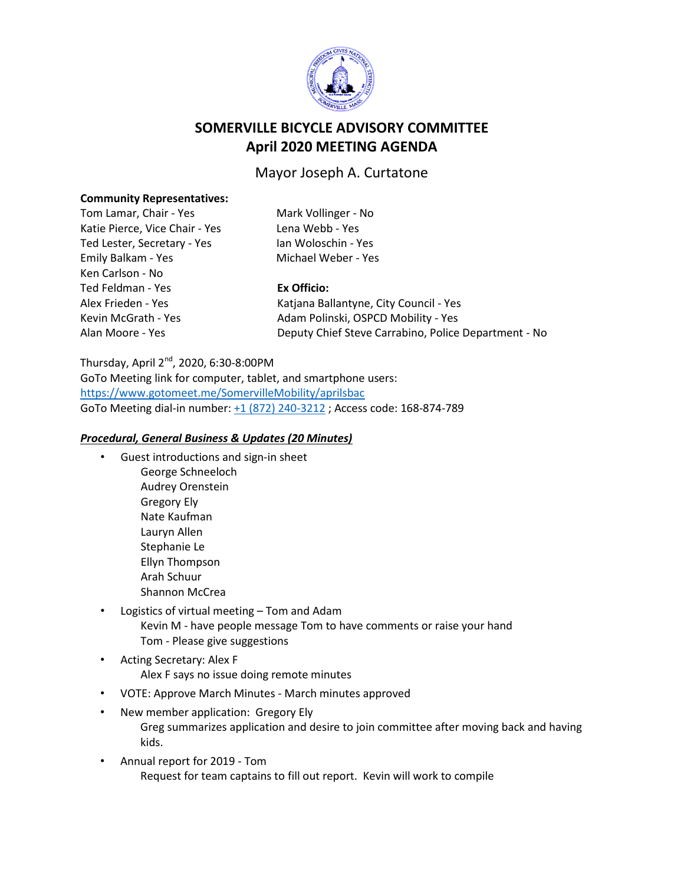# SOMERVILLE BICYCLE ADVISORY COMMITTEE
# April 2020 MEETING AGENDA

## Mayor Joseph A. Curtatone

**Community Representatives:**

Tom Lamar, Chair - Yes
Katie Pierce, Vice Chair - Yes
Ted Lester, Secretary - Yes
Emily Balkam - Yes
Ken Carlson - No
Ted Feldman - Yes
Alex Frieden - Yes
Kevin McGrath - Yes
Alan Moore - Yes
Mark Vollinger - No
Lena Webb - Yes
Ian Woloschin - Yes
Michael Weber - Yes

**Ex Officio:**

Katjana Ballantyne, City Council - Yes
Adam Polinski, OSPCD Mobility - Yes
Deputy Chief Steve Carrabino, Police Department - No

Thursday, April 2nd, 2020, 6:30-8:00PM
GoTo Meeting link for computer, tablet, and smartphone users:
https://www.gotomeet.me/SomervilleMobility/aprilsbac
GoTo Meeting dial-in number: +1 (872) 240-3212 ; Access code: 168-874-789

***Procedural, General Business & Updates (20 Minutes)***

- Guest introductions and sign-in sheet
  - George Schneeloch
  - Audrey Orenstein
  - Gregory Ely
  - Nate Kaufman
  - Lauryn Allen
  - Stephanie Le
  - Ellyn Thompson
  - Arah Schuur
  - Shannon McCrea
- Logistics of virtual meeting – Tom and Adam
  - Kevin M - have people message Tom to have comments or raise your hand
  - Tom - Please give suggestions
- Acting Secretary: Alex F
  - Alex F says no issue doing remote minutes
- VOTE: Approve March Minutes - March minutes approved
- New member application: Gregory Ely
  - Greg summarizes application and desire to join committee after moving back and having kids.
- Annual report for 2019 - Tom
  - Request for team captains to fill out report. Kevin will work to compile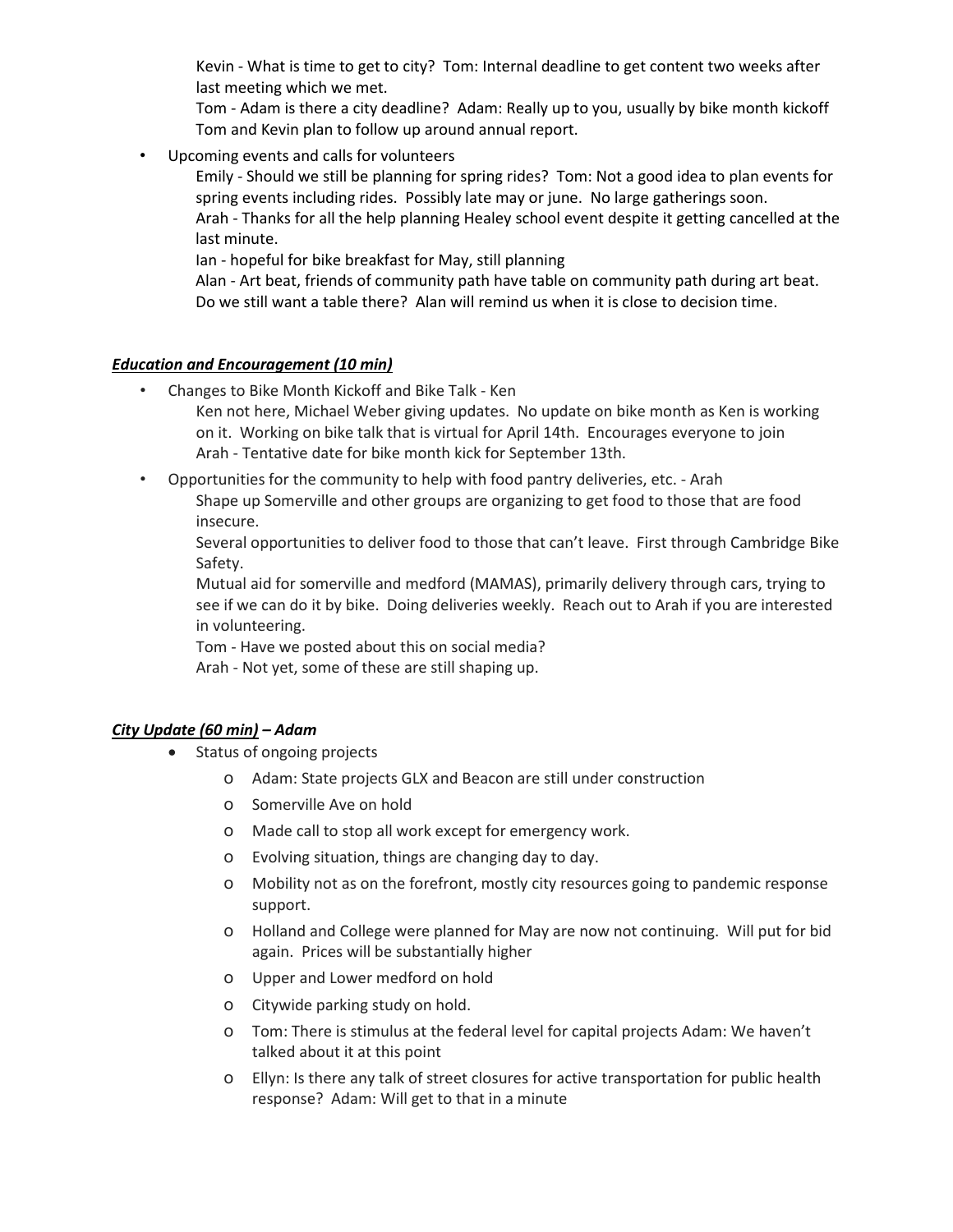Kevin - What is time to get to city? Tom: Internal deadline to get content two weeks after last meeting which we met.

Tom - Adam is there a city deadline? Adam: Really up to you, usually by bike month kickoff

Tom and Kevin plan to follow up around annual report.

- Upcoming events and calls for volunteers

  Emily - Should we still be planning for spring rides? Tom: Not a good idea to plan events for spring events including rides. Possibly late may or june. No large gatherings soon.

  Arah - Thanks for all the help planning Healey school event despite it getting cancelled at the last minute.

  Ian - hopeful for bike breakfast for May, still planning

  Alan - Art beat, friends of community path have table on community path during art beat. Do we still want a table there? Alan will remind us when it is close to decision time.

***<u>Education and Encouragement (10 min)</u>***

- Changes to Bike Month Kickoff and Bike Talk - Ken

  Ken not here, Michael Weber giving updates. No update on bike month as Ken is working on it. Working on bike talk that is virtual for April 14th. Encourages everyone to join

  Arah - Tentative date for bike month kick for September 13th.

- Opportunities for the community to help with food pantry deliveries, etc. - Arah

  Shape up Somerville and other groups are organizing to get food to those that are food insecure.

  Several opportunities to deliver food to those that can't leave. First through Cambridge Bike Safety.

  Mutual aid for somerville and medford (MAMAS), primarily delivery through cars, trying to see if we can do it by bike. Doing deliveries weekly. Reach out to Arah if you are interested in volunteering.

  Tom - Have we posted about this on social media?

  Arah - Not yet, some of these are still shaping up.

***<u>City Update (60 min)</u> – Adam***

- Status of ongoing projects
  - Adam: State projects GLX and Beacon are still under construction
  - Somerville Ave on hold
  - Made call to stop all work except for emergency work.
  - Evolving situation, things are changing day to day.
  - Mobility not as on the forefront, mostly city resources going to pandemic response support.
  - Holland and College were planned for May are now not continuing. Will put for bid again. Prices will be substantially higher
  - Upper and Lower medford on hold
  - Citywide parking study on hold.
  - Tom: There is stimulus at the federal level for capital projects Adam: We haven't talked about it at this point
  - Ellyn: Is there any talk of street closures for active transportation for public health response? Adam: Will get to that in a minute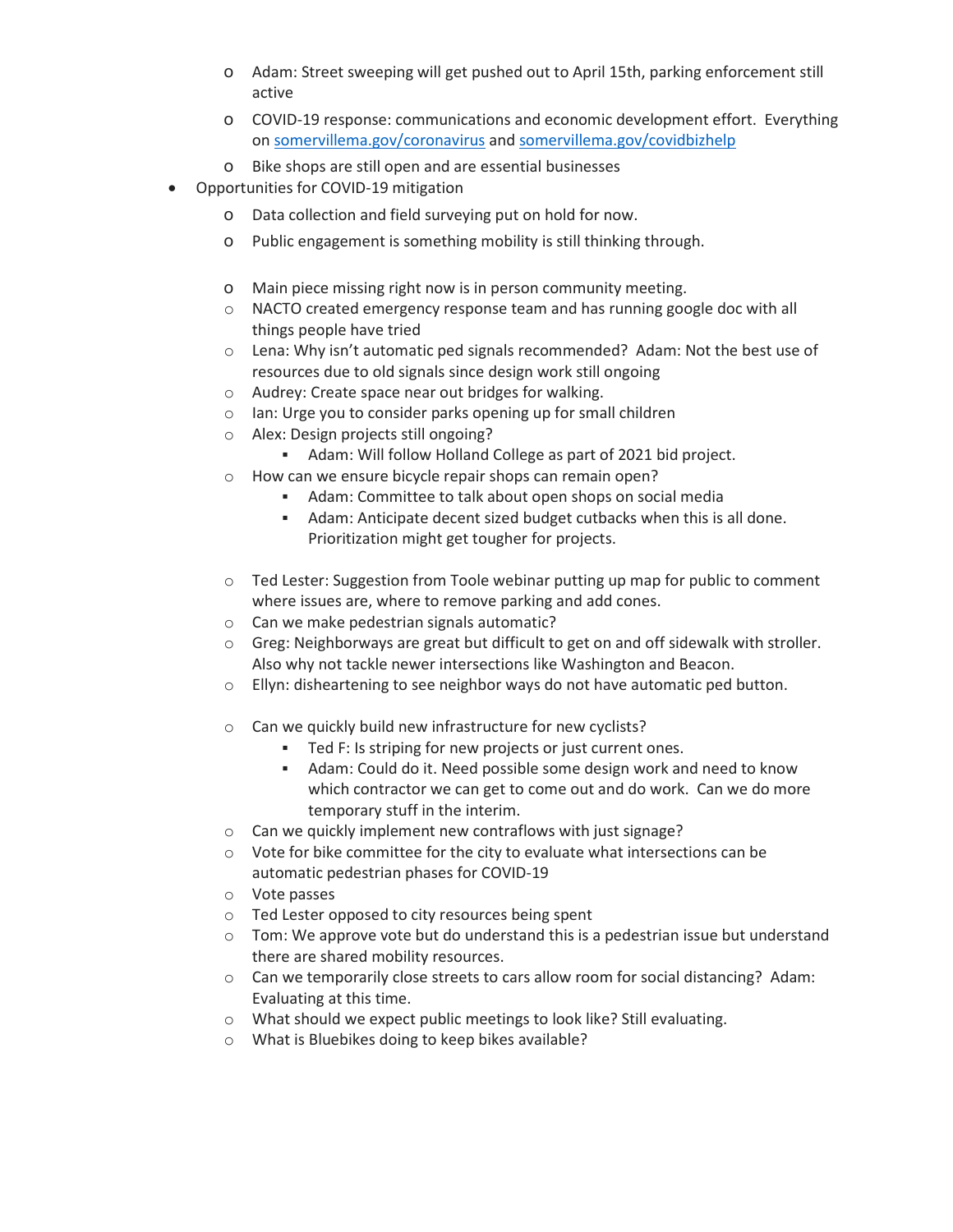- Adam: Street sweeping will get pushed out to April 15th, parking enforcement still active
  - COVID-19 response: communications and economic development effort. Everything on [somervillema.gov/coronavirus](somervillema.gov/coronavirus) and [somervillema.gov/covidbizhelp](somervillema.gov/covidbizhelp)
  - Bike shops are still open and are essential businesses
- Opportunities for COVID-19 mitigation
  - Data collection and field surveying put on hold for now.
  - Public engagement is something mobility is still thinking through.
  - Main piece missing right now is in person community meeting.
  - NACTO created emergency response team and has running google doc with all things people have tried
  - Lena: Why isn't automatic ped signals recommended? Adam: Not the best use of resources due to old signals since design work still ongoing
  - Audrey: Create space near out bridges for walking.
  - Ian: Urge you to consider parks opening up for small children
  - Alex: Design projects still ongoing?
    - Adam: Will follow Holland College as part of 2021 bid project.
  - How can we ensure bicycle repair shops can remain open?
    - Adam: Committee to talk about open shops on social media
    - Adam: Anticipate decent sized budget cutbacks when this is all done. Prioritization might get tougher for projects.
  - Ted Lester: Suggestion from Toole webinar putting up map for public to comment where issues are, where to remove parking and add cones.
  - Can we make pedestrian signals automatic?
  - Greg: Neighborways are great but difficult to get on and off sidewalk with stroller. Also why not tackle newer intersections like Washington and Beacon.
  - Ellyn: disheartening to see neighbor ways do not have automatic ped button.
  - Can we quickly build new infrastructure for new cyclists?
    - Ted F: Is striping for new projects or just current ones.
    - Adam: Could do it. Need possible some design work and need to know which contractor we can get to come out and do work. Can we do more temporary stuff in the interim.
  - Can we quickly implement new contraflows with just signage?
  - Vote for bike committee for the city to evaluate what intersections can be automatic pedestrian phases for COVID-19
  - Vote passes
  - Ted Lester opposed to city resources being spent
  - Tom: We approve vote but do understand this is a pedestrian issue but understand there are shared mobility resources.
  - Can we temporarily close streets to cars allow room for social distancing? Adam: Evaluating at this time.
  - What should we expect public meetings to look like? Still evaluating.
  - What is Bluebikes doing to keep bikes available?